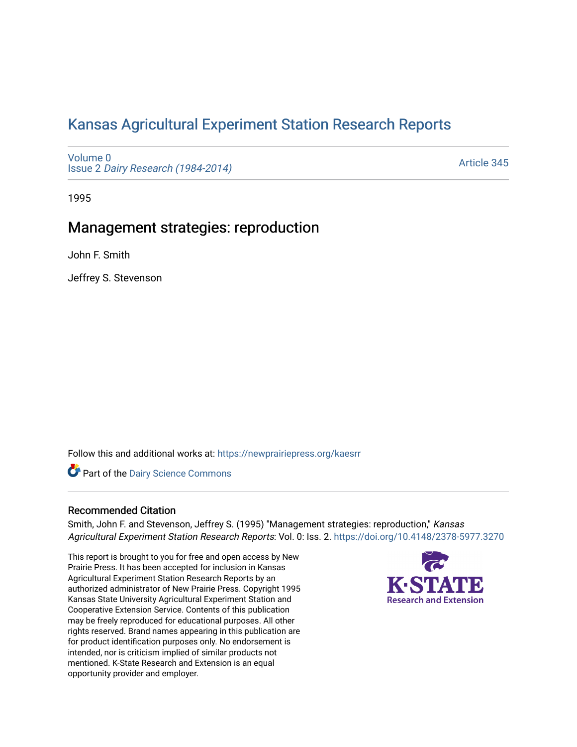# Kansas Agricultural Experiment Station Research Reports

Volume 0
Issue 2 *Dairy Research (1984-2014)*

Article 345

1995

## Management strategies: reproduction

John F. Smith

Jeffrey S. Stevenson

Follow this and additional works at: https://newprairiepress.org/kaesrr

Part of the Dairy Science Commons

### Recommended Citation

Smith, John F. and Stevenson, Jeffrey S. (1995) "Management strategies: reproduction," *Kansas Agricultural Experiment Station Research Reports*: Vol. 0: Iss. 2. https://doi.org/10.4148/2378-5977.3270

This report is brought to you for free and open access by New Prairie Press. It has been accepted for inclusion in Kansas Agricultural Experiment Station Research Reports by an authorized administrator of New Prairie Press. Copyright 1995 Kansas State University Agricultural Experiment Station and Cooperative Extension Service. Contents of this publication may be freely reproduced for educational purposes. All other rights reserved. Brand names appearing in this publication are for product identification purposes only. No endorsement is intended, nor is criticism implied of similar products not mentioned. K-State Research and Extension is an equal opportunity provider and employer.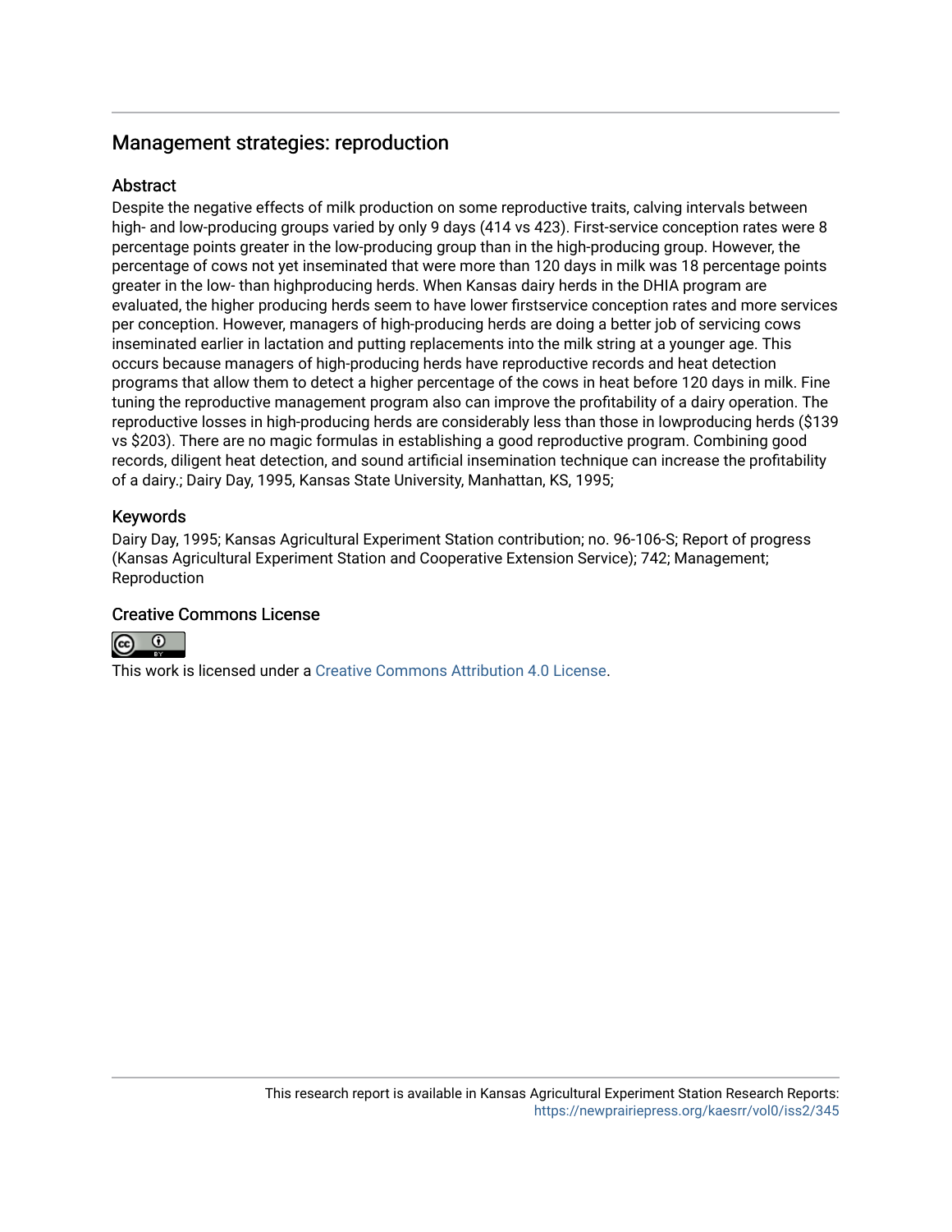## Management strategies: reproduction

### Abstract

Despite the negative effects of milk production on some reproductive traits, calving intervals between high- and low-producing groups varied by only 9 days (414 vs 423). First-service conception rates were 8 percentage points greater in the low-producing group than in the high-producing group. However, the percentage of cows not yet inseminated that were more than 120 days in milk was 18 percentage points greater in the low- than highproducing herds. When Kansas dairy herds in the DHIA program are evaluated, the higher producing herds seem to have lower firstservice conception rates and more services per conception. However, managers of high-producing herds are doing a better job of servicing cows inseminated earlier in lactation and putting replacements into the milk string at a younger age. This occurs because managers of high-producing herds have reproductive records and heat detection programs that allow them to detect a higher percentage of the cows in heat before 120 days in milk. Fine tuning the reproductive management program also can improve the profitability of a dairy operation. The reproductive losses in high-producing herds are considerably less than those in lowproducing herds ($139 vs $203). There are no magic formulas in establishing a good reproductive program. Combining good records, diligent heat detection, and sound artificial insemination technique can increase the profitability of a dairy.; Dairy Day, 1995, Kansas State University, Manhattan, KS, 1995;

### Keywords

Dairy Day, 1995; Kansas Agricultural Experiment Station contribution; no. 96-106-S; Report of progress (Kansas Agricultural Experiment Station and Cooperative Extension Service); 742; Management; Reproduction

### Creative Commons License

This work is licensed under a Creative Commons Attribution 4.0 License.

This research report is available in Kansas Agricultural Experiment Station Research Reports: https://newprairiepress.org/kaesrr/vol0/iss2/345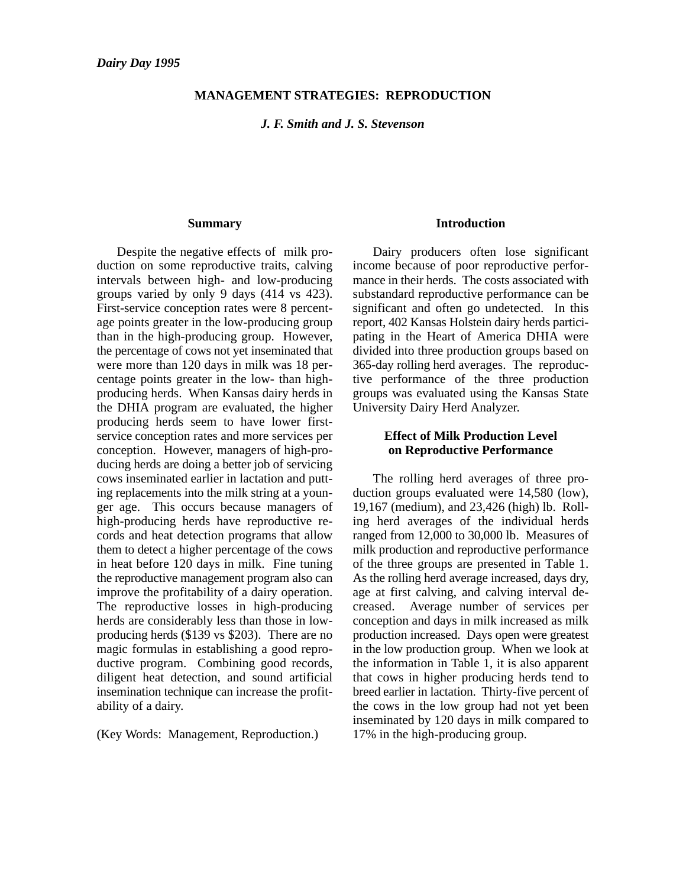*Dairy Day 1995*

# MANAGEMENT STRATEGIES: REPRODUCTION

***J. F. Smith and J. S. Stevenson***

## Summary

Despite the negative effects of milk production on some reproductive traits, calving intervals between high- and low-producing groups varied by only 9 days (414 vs 423). First-service conception rates were 8 percentage points greater in the low-producing group than in the high-producing group. However, the percentage of cows not yet inseminated that were more than 120 days in milk was 18 percentage points greater in the low- than high-producing herds. When Kansas dairy herds in the DHIA program are evaluated, the higher producing herds seem to have lower first-service conception rates and more services per conception. However, managers of high-producing herds are doing a better job of servicing cows inseminated earlier in lactation and putting replacements into the milk string at a younger age. This occurs because managers of high-producing herds have reproductive records and heat detection programs that allow them to detect a higher percentage of the cows in heat before 120 days in milk. Fine tuning the reproductive management program also can improve the profitability of a dairy operation. The reproductive losses in high-producing herds are considerably less than those in low-producing herds ($139 vs $203). There are no magic formulas in establishing a good reproductive program. Combining good records, diligent heat detection, and sound artificial insemination technique can increase the profitability of a dairy.

(Key Words: Management, Reproduction.)

## Introduction

Dairy producers often lose significant income because of poor reproductive performance in their herds. The costs associated with substandard reproductive performance can be significant and often go undetected. In this report, 402 Kansas Holstein dairy herds participating in the Heart of America DHIA were divided into three production groups based on 365-day rolling herd averages. The reproductive performance of the three production groups was evaluated using the Kansas State University Dairy Herd Analyzer.

## Effect of Milk Production Level on Reproductive Performance

The rolling herd averages of three production groups evaluated were 14,580 (low), 19,167 (medium), and 23,426 (high) lb. Rolling herd averages of the individual herds ranged from 12,000 to 30,000 lb. Measures of milk production and reproductive performance of the three groups are presented in Table 1. As the rolling herd average increased, days dry, age at first calving, and calving interval decreased. Average number of services per conception and days in milk increased as milk production increased. Days open were greatest in the low production group. When we look at the information in Table 1, it is also apparent that cows in higher producing herds tend to breed earlier in lactation. Thirty-five percent of the cows in the low group had not yet been inseminated by 120 days in milk compared to 17% in the high-producing group.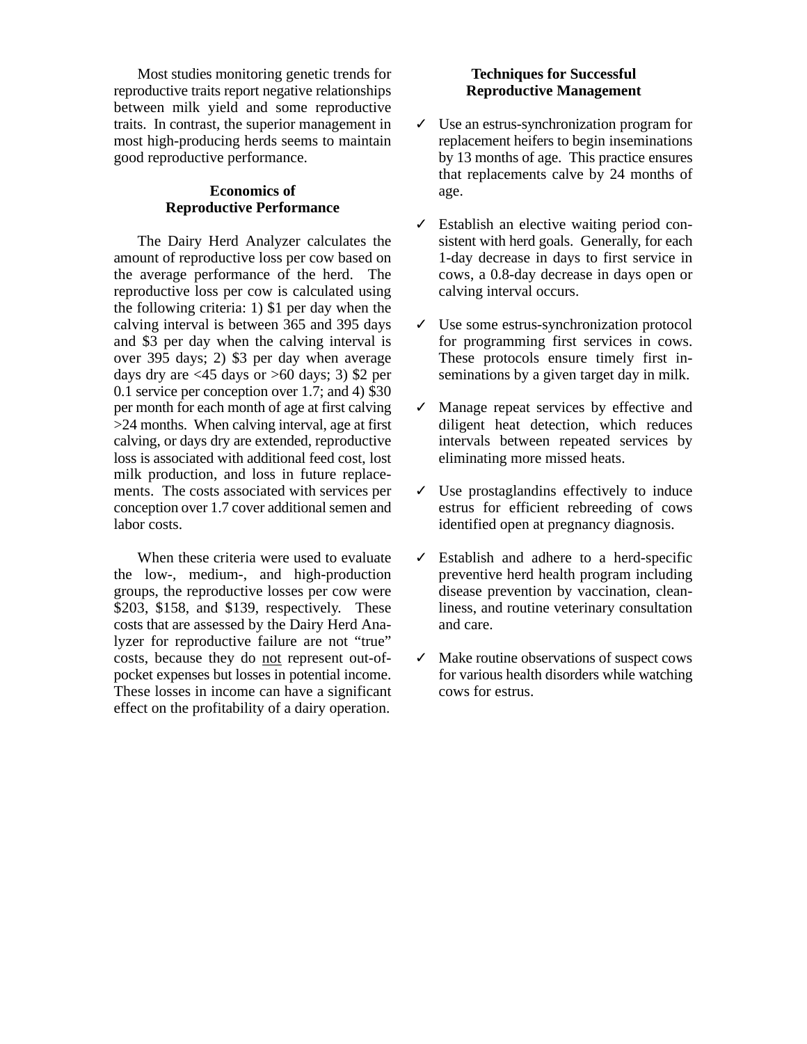Most studies monitoring genetic trends for reproductive traits report negative relationships between milk yield and some reproductive traits. In contrast, the superior management in most high-producing herds seems to maintain good reproductive performance.

## Economics of Reproductive Performance

The Dairy Herd Analyzer calculates the amount of reproductive loss per cow based on the average performance of the herd. The reproductive loss per cow is calculated using the following criteria: 1) $1 per day when the calving interval is between 365 and 395 days and $3 per day when the calving interval is over 395 days; 2) $3 per day when average days dry are <45 days or >60 days; 3) $2 per 0.1 service per conception over 1.7; and 4) $30 per month for each month of age at first calving >24 months. When calving interval, age at first calving, or days dry are extended, reproductive loss is associated with additional feed cost, lost milk production, and loss in future replacements. The costs associated with services per conception over 1.7 cover additional semen and labor costs.

When these criteria were used to evaluate the low-, medium-, and high-production groups, the reproductive losses per cow were $203, $158, and $139, respectively. These costs that are assessed by the Dairy Herd Analyzer for reproductive failure are not "true" costs, because they do <u>not</u> represent out-of-pocket expenses but losses in potential income. These losses in income can have a significant effect on the profitability of a dairy operation.

## Techniques for Successful Reproductive Management

- ✓ Use an estrus-synchronization program for replacement heifers to begin inseminations by 13 months of age. This practice ensures that replacements calve by 24 months of age.

- ✓ Establish an elective waiting period consistent with herd goals. Generally, for each 1-day decrease in days to first service in cows, a 0.8-day decrease in days open or calving interval occurs.

- ✓ Use some estrus-synchronization protocol for programming first services in cows. These protocols ensure timely first inseminations by a given target day in milk.

- ✓ Manage repeat services by effective and diligent heat detection, which reduces intervals between repeated services by eliminating more missed heats.

- ✓ Use prostaglandins effectively to induce estrus for efficient rebreeding of cows identified open at pregnancy diagnosis.

- ✓ Establish and adhere to a herd-specific preventive herd health program including disease prevention by vaccination, cleanliness, and routine veterinary consultation and care.

- ✓ Make routine observations of suspect cows for various health disorders while watching cows for estrus.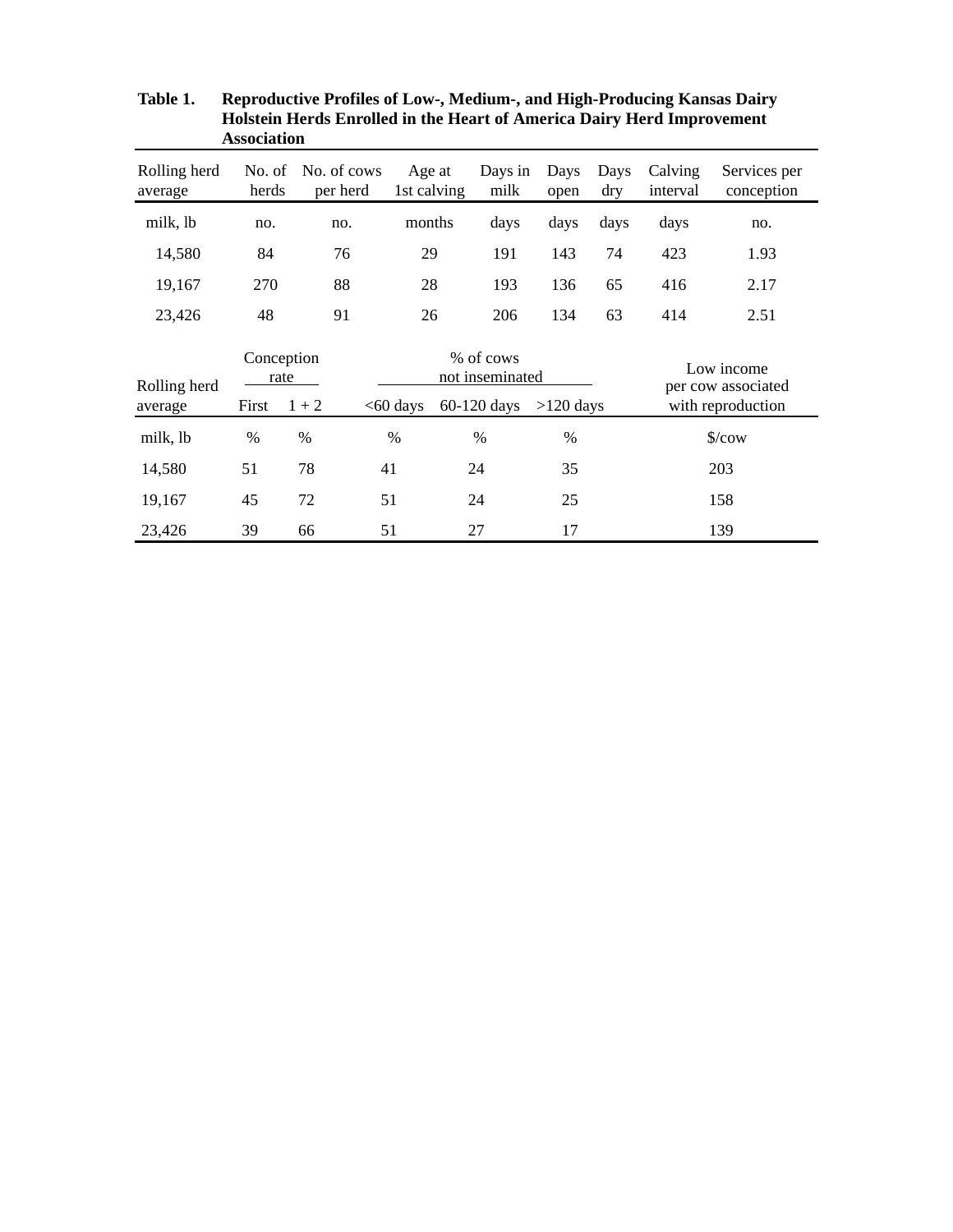**Table 1. Reproductive Profiles of Low-, Medium-, and High-Producing Kansas Dairy Holstein Herds Enrolled in the Heart of America Dairy Herd Improvement Association**

| Rolling herd average | No. of herds | No. of cows per herd | Age at 1st calving | Days in milk | Days open | Days dry | Calving interval | Services per conception |
|---|---|---|---|---|---|---|---|---|
| milk, lb | no. | no. | months | days | days | days | days | no. |
| 14,580 | 84 | 76 | 29 | 191 | 143 | 74 | 423 | 1.93 |
| 19,167 | 270 | 88 | 28 | 193 | 136 | 65 | 416 | 2.17 |
| 23,426 | 48 | 91 | 26 | 206 | 134 | 63 | 414 | 2.51 |

| Rolling herd average | Conception rate | | % of cows not inseminated | | | Low income per cow associated with reproduction |
|---|---|---|---|---|---|---|
| | First | 1 + 2 | <60 days | 60-120 days | >120 days | |
| milk, lb | % | % | % | % | % | $/cow |
| 14,580 | 51 | 78 | 41 | 24 | 35 | 203 |
| 19,167 | 45 | 72 | 51 | 24 | 25 | 158 |
| 23,426 | 39 | 66 | 51 | 27 | 17 | 139 |